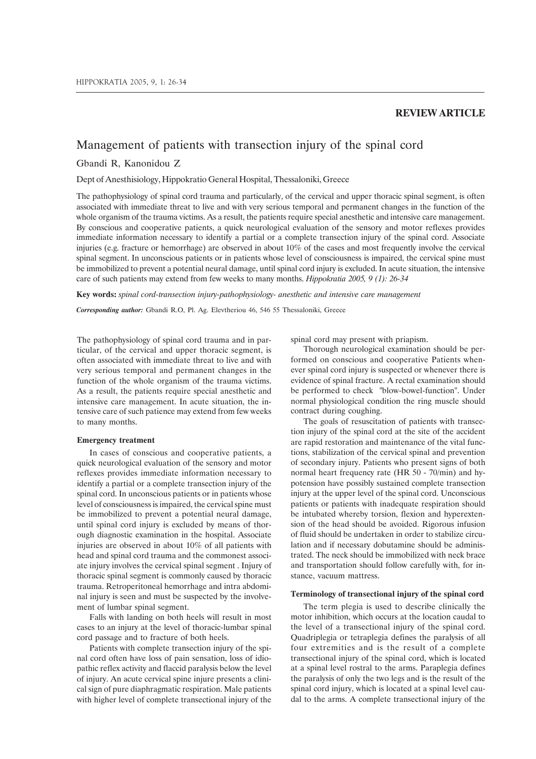**REVIEW ARTICLE**

# Management of patients with transection injury of the spinal cord

Gbandi R, Kanonidou Z

Dept of Anesthisiology, Hippokratio General Hospital, Thessaloniki, Greece

The pathophysiology of spinal cord trauma and particularly, of the cervical and upper thoracic spinal segment, is often associated with immediate threat to live and with very serious temporal and permanent changes in the function of the whole organism of the trauma victims. As a result, the patients require special anesthetic and intensive care management. By conscious and cooperative patients, a quick neurological evaluation of the sensory and motor reflexes provides immediate information necessary to identify a partial or a complete transection injury of the spinal cord. Associate injuries (e.g. fracture or hemorrhage) are observed in about 10% of the cases and most frequently involve the cervical spinal segment. In unconscious patients or in patients whose level of consciousness is impaired, the cervical spine must be immobilized to prevent a potential neural damage, until spinal cord injury is excluded. In acute situation, the intensive care of such patients may extend from few weeks to many months. *Hippokratia 2005, 9 (1): 26-34*

**Key words:** *spinal cord-transection injury-pathophysiology- anesthetic and intensive care management*

***Corresponding author:*** Gbandi R.O, Pl. Ag. Elevtheriou 46, 546 55 Thessaloniki, Greece

The pathophysiology of spinal cord trauma and in particular, of the cervical and upper thoracic segment, is often associated with immediate threat to live and with very serious temporal and permanent changes in the function of the whole organism of the trauma victims. As a result, the patients require special anesthetic and intensive care management. In acute situation, the intensive care of such patience may extend from few weeks to many months.

### Emergency treatment

In cases of conscious and cooperative patients, a quick neurological evaluation of the sensory and motor reflexes provides immediate information necessary to identify a partial or a complete transection injury of the spinal cord. In unconscious patients or in patients whose level of consciousness is impaired, the cervical spine must be immobilized to prevent a potential neural damage, until spinal cord injury is excluded by means of thorough diagnostic examination in the hospital. Associate injuries are observed in about 10% of all patients with head and spinal cord trauma and the commonest associate injury involves the cervical spinal segment . Injury of thoracic spinal segment is commonly caused by thoracic trauma. Retroperitoneal hemorrhage and intra abdominal injury is seen and must be suspected by the involvement of lumbar spinal segment.

Falls with landing on both heels will result in most cases to an injury at the level of thoracic-lumbar spinal cord passage and to fracture of both heels.

Patients with complete transection injury of the spinal cord often have loss of pain sensation, loss of idiopathic reflex activity and flaccid paralysis below the level of injury. An acute cervical spine injure presents a clinical sign of pure diaphragmatic respiration. Male patients with higher level of complete transectional injury of the spinal cord may present with priapism.

Thorough neurological examination should be performed on conscious and cooperative Patients whenever spinal cord injury is suspected or whenever there is evidence of spinal fracture. A rectal examination should be performed to check "blow-bowel-function". Under normal physiological condition the ring muscle should contract during coughing.

The goals of resuscitation of patients with transection injury of the spinal cord at the site of the accident are rapid restoration and maintenance of the vital functions, stabilization of the cervical spinal and prevention of secondary injury. Patients who present signs of both normal heart frequency rate (HR 50 - 70/min) and hypotension have possibly sustained complete transection injury at the upper level of the spinal cord. Unconscious patients or patients with inadequate respiration should be intubated whereby torsion, flexion and hyperextension of the head should be avoided. Rigorous infusion of fluid should be undertaken in order to stabilize circulation and if necessary dobutamine should be administrated. The neck should be immobilized with neck brace and transportation should follow carefully with, for instance, vacuum mattress.

### Terminology of transectional injury of the spinal cord

The term plegia is used to describe clinically the motor inhibition, which occurs at the location caudal to the level of a transectional injury of the spinal cord. Quadriplegia or tetraplegia defines the paralysis of all four extremities and is the result of a complete transectional injury of the spinal cord, which is located at a spinal level rostral to the arms. Paraplegia defines the paralysis of only the two legs and is the result of the spinal cord injury, which is located at a spinal level caudal to the arms. A complete transectional injury of the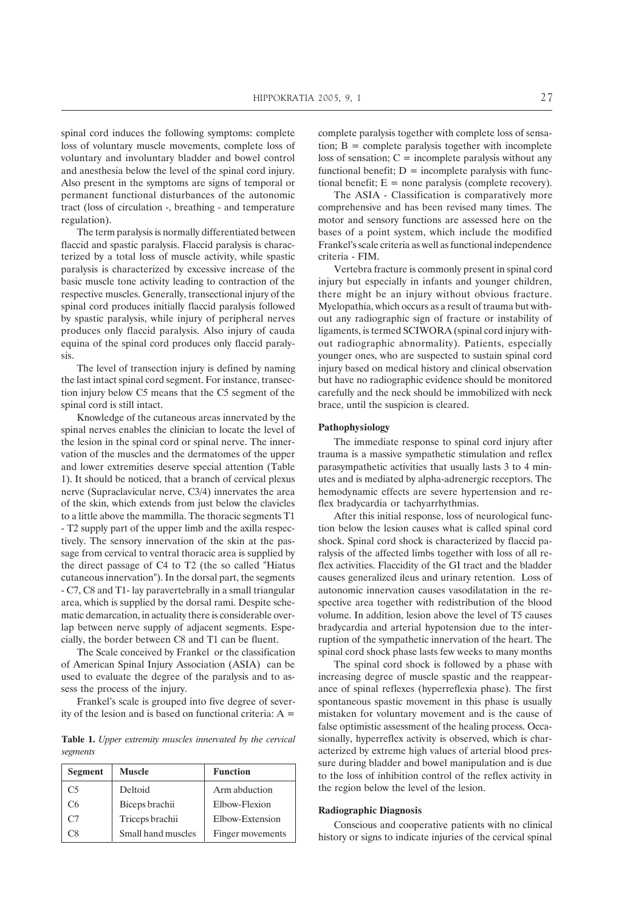spinal cord induces the following symptoms: complete loss of voluntary muscle movements, complete loss of voluntary and involuntary bladder and bowel control and anesthesia below the level of the spinal cord injury. Also present in the symptoms are signs of temporal or permanent functional disturbances of the autonomic tract (loss of circulation -, breathing - and temperature regulation).

The term paralysis is normally differentiated between flaccid and spastic paralysis. Flaccid paralysis is characterized by a total loss of muscle activity, while spastic paralysis is characterized by excessive increase of the basic muscle tone activity leading to contraction of the respective muscles. Generally, transectional injury of the spinal cord produces initially flaccid paralysis followed by spastic paralysis, while injury of peripheral nerves produces only flaccid paralysis. Also injury of cauda equina of the spinal cord produces only flaccid paralysis.

The level of transection injury is defined by naming the last intact spinal cord segment. For instance, transection injury below C5 means that the C5 segment of the spinal cord is still intact.

Knowledge of the cutaneous areas innervated by the spinal nerves enables the clinician to locate the level of the lesion in the spinal cord or spinal nerve. The innervation of the muscles and the dermatomes of the upper and lower extremities deserve special attention (Table 1). It should be noticed, that a branch of cervical plexus nerve (Supraclavicular nerve, C3/4) innervates the area of the skin, which extends from just below the clavicles to a little above the mammilla. The thoracic segments T1 - T2 supply part of the upper limb and the axilla respectively. The sensory innervation of the skin at the passage from cervical to ventral thoracic area is supplied by the direct passage of C4 to T2 (the so called "Hiatus cutaneous innervation"). In the dorsal part, the segments - C7, C8 and T1- lay paravertebrally in a small triangular area, which is supplied by the dorsal rami. Despite schematic demarcation, in actuality there is considerable overlap between nerve supply of adjacent segments. Especially, the border between C8 and T1 can be fluent.

The Scale conceived by Frankel or the classification of American Spinal Injury Association (ASIA) can be used to evaluate the degree of the paralysis and to assess the process of the injury.

Frankel's scale is grouped into five degree of severity of the lesion and is based on functional criteria: A = complete paralysis together with complete loss of sensation; B = complete paralysis together with incomplete loss of sensation; C = incomplete paralysis without any functional benefit; D = incomplete paralysis with functional benefit; E = none paralysis (complete recovery).

**Table 1.** *Upper extremity muscles innervated by the cervical segments*

| Segment | Muscle | Function |
|---|---|---|
| C5 | Deltoid | Arm abduction |
| C6 | Biceps brachii | Elbow-Flexion |
| C7 | Triceps brachii | Elbow-Extension |
| C8 | Small hand muscles | Finger movements |

The ASIA - Classification is comparatively more comprehensive and has been revised many times. The motor and sensory functions are assessed here on the bases of a point system, which include the modified Frankel's scale criteria as well as functional independence criteria - FIM.

Vertebra fracture is commonly present in spinal cord injury but especially in infants and younger children, there might be an injury without obvious fracture. Myelopathia, which occurs as a result of trauma but without any radiographic sign of fracture or instability of ligaments, is termed SCIWORA (spinal cord injury without radiographic abnormality). Patients, especially younger ones, who are suspected to sustain spinal cord injury based on medical history and clinical observation but have no radiographic evidence should be monitored carefully and the neck should be immobilized with neck brace, until the suspicion is cleared.

### Pathophysiology

The immediate response to spinal cord injury after trauma is a massive sympathetic stimulation and reflex parasympathetic activities that usually lasts 3 to 4 minutes and is mediated by alpha-adrenergic receptors. The hemodynamic effects are severe hypertension and reflex bradycardia or tachyarrhythmias.

After this initial response, loss of neurological function below the lesion causes what is called spinal cord shock. Spinal cord shock is characterized by flaccid paralysis of the affected limbs together with loss of all reflex activities. Flaccidity of the GI tract and the bladder causes generalized ileus and urinary retention. Loss of autonomic innervation causes vasodilatation in the respective area together with redistribution of the blood volume. In addition, lesion above the level of T5 causes bradycardia and arterial hypotension due to the interruption of the sympathetic innervation of the heart. The spinal cord shock phase lasts few weeks to many months

The spinal cord shock is followed by a phase with increasing degree of muscle spastic and the reappearance of spinal reflexes (hyperreflexia phase). The first spontaneous spastic movement in this phase is usually mistaken for voluntary movement and is the cause of false optimistic assessment of the healing process. Occasionally, hyperreflex activity is observed, which is characterized by extreme high values of arterial blood pressure during bladder and bowel manipulation and is due to the loss of inhibition control of the reflex activity in the region below the level of the lesion.

### Radiographic Diagnosis

Conscious and cooperative patients with no clinical history or signs to indicate injuries of the cervical spinal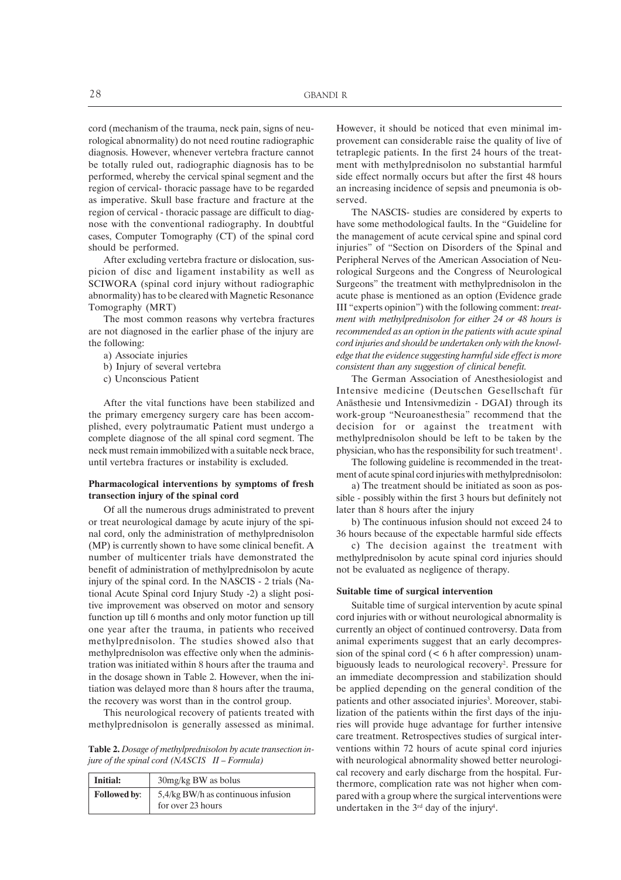cord (mechanism of the trauma, neck pain, signs of neurological abnormality) do not need routine radiographic diagnosis. However, whenever vertebra fracture cannot be totally ruled out, radiographic diagnosis has to be performed, whereby the cervical spinal segment and the region of cervical- thoracic passage have to be regarded as imperative. Skull base fracture and fracture at the region of cervical - thoracic passage are difficult to diagnose with the conventional radiography. In doubtful cases, Computer Tomography (CT) of the spinal cord should be performed.

After excluding vertebra fracture or dislocation, suspicion of disc and ligament instability as well as SCIWORA (spinal cord injury without radiographic abnormality) has to be cleared with Magnetic Resonance Tomography (MRT)

The most common reasons why vertebra fractures are not diagnosed in the earlier phase of the injury are the following:

a) Associate injuries
b) Injury of several vertebra
c) Unconscious Patient

After the vital functions have been stabilized and the primary emergency surgery care has been accomplished, every polytraumatic Patient must undergo a complete diagnose of the all spinal cord segment. The neck must remain immobilized with a suitable neck brace, until vertebra fractures or instability is excluded.

### Pharmacological interventions by symptoms of fresh transection injury of the spinal cord

Of all the numerous drugs administrated to prevent or treat neurological damage by acute injury of the spinal cord, only the administration of methylprednisolon (MP) is currently shown to have some clinical benefit. A number of multicenter trials have demonstrated the benefit of administration of methylprednisolon by acute injury of the spinal cord. In the NASCIS - 2 trials (National Acute Spinal cord Injury Study -2) a slight positive improvement was observed on motor and sensory function up till 6 months and only motor function up till one year after the trauma, in patients who received methylprednisolon. The studies showed also that methylprednisolon was effective only when the administration was initiated within 8 hours after the trauma and in the dosage shown in Table 2. However, when the initiation was delayed more than 8 hours after the trauma, the recovery was worst than in the control group.

This neurological recovery of patients treated with methylprednisolon is generally assessed as minimal.

**Table 2.** *Dosage of methylprednisolon by acute transection injure of the spinal cord (NASCIS II – Formula)*

| | |
|---|---|
| **Initial:** | 30mg/kg BW as bolus |
| **Followed by**: | 5,4/kg BW/h as continuous infusion for over 23 hours |

However, it should be noticed that even minimal improvement can considerable raise the quality of live of tetraplegic patients. In the first 24 hours of the treatment with methylprednisolon no substantial harmful side effect normally occurs but after the first 48 hours an increasing incidence of sepsis and pneumonia is observed.

The NASCIS- studies are considered by experts to have some methodological faults. In the "Guideline for the management of acute cervical spine and spinal cord injuries" of "Section on Disorders of the Spinal and Peripheral Nerves of the American Association of Neurological Surgeons and the Congress of Neurological Surgeons" the treatment with methylprednisolon in the acute phase is mentioned as an option (Evidence grade III "experts opinion") with the following comment: *treatment with methylprednisolon for either 24 or 48 hours is recommended as an option in the patients with acute spinal cord injuries and should be undertaken only with the knowledge that the evidence suggesting harmful side effect is more consistent than any suggestion of clinical benefit.*

The German Association of Anesthesiologist and Intensive medicine (Deutschen Gesellschaft für Anästhesie und Intensivmedizin - DGAI) through its work-group "Neuroanesthesia" recommend that the decision for or against the treatment with methylprednisolon should be left to be taken by the physician, who has the responsibility for such treatment[1].

The following guideline is recommended in the treatment of acute spinal cord injuries with methylprednisolon:

a) The treatment should be initiated as soon as possible - possibly within the first 3 hours but definitely not later than 8 hours after the injury

b) The continuous infusion should not exceed 24 to 36 hours because of the expectable harmful side effects

c) The decision against the treatment with methylprednisolon by acute spinal cord injuries should not be evaluated as negligence of therapy.

### Suitable time of surgical intervention

Suitable time of surgical intervention by acute spinal cord injuries with or without neurological abnormality is currently an object of continued controversy. Data from animal experiments suggest that an early decompression of the spinal cord (< 6 h after compression) unambiguously leads to neurological recovery[2]. Pressure for an immediate decompression and stabilization should be applied depending on the general condition of the patients and other associated injuries[3]. Moreover, stabilization of the patients within the first days of the injuries will provide huge advantage for further intensive care treatment. Retrospectives studies of surgical interventions within 72 hours of acute spinal cord injuries with neurological abnormality showed better neurological recovery and early discharge from the hospital. Furthermore, complication rate was not higher when compared with a group where the surgical interventions were undertaken in the 3rd day of the injury[4].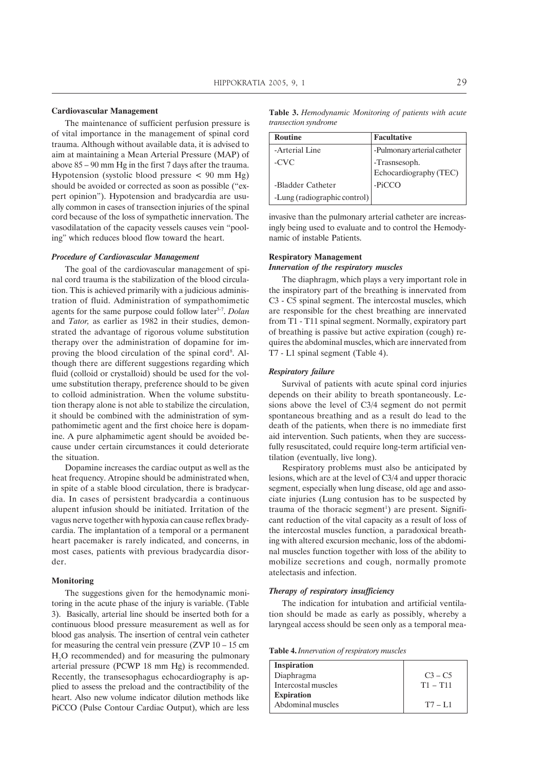### Cardiovascular Management

The maintenance of sufficient perfusion pressure is of vital importance in the management of spinal cord trauma. Although without available data, it is advised to aim at maintaining a Mean Arterial Pressure (MAP) of above 85 – 90 mm Hg in the first 7 days after the trauma. Hypotension (systolic blood pressure < 90 mm Hg) should be avoided or corrected as soon as possible ("expert opinion"). Hypotension and bradycardia are usually common in cases of transection injuries of the spinal cord because of the loss of sympathetic innervation. The vasodilatation of the capacity vessels causes vein "pooling" which reduces blood flow toward the heart.

#### *Procedure of Cardiovascular Management*

The goal of the cardiovascular management of spinal cord trauma is the stabilization of the blood circulation. This is achieved primarily with a judicious administration of fluid. Administration of sympathomimetic agents for the same purpose could follow later[5-7]. *Dolan* and *Tator,* as earlier as 1982 in their studies, demonstrated the advantage of rigorous volume substitution therapy over the administration of dopamine for improving the blood circulation of the spinal cord[8]. Although there are different suggestions regarding which fluid (colloid or crystalloid) should be used for the volume substitution therapy, preference should to be given to colloid administration. When the volume substitution therapy alone is not able to stabilize the circulation, it should be combined with the administration of sympathomimetic agent and the first choice here is dopamine. A pure alphamimetic agent should be avoided because under certain circumstances it could deteriorate the situation.

Dopamine increases the cardiac output as well as the heat frequency. Atropine should be administrated when, in spite of a stable blood circulation, there is bradycardia. In cases of persistent bradycardia a continuous alupent infusion should be initiated. Irritation of the vagus nerve together with hypoxia can cause reflex bradycardia. The implantation of a temporal or a permanent heart pacemaker is rarely indicated, and concerns, in most cases, patients with previous bradycardia disorder.

### Monitoring

The suggestions given for the hemodynamic monitoring in the acute phase of the injury is variable. (Table 3). Basically, arterial line should be inserted both for a continuous blood pressure measurement as well as for blood gas analysis. The insertion of central vein catheter for measuring the central vein pressure (ZVP 10 – 15 cm $H_2O$ recommended) and for measuring the pulmonary arterial pressure (PCWP 18 mm Hg) is recommended. Recently, the transesophagus echocardiography is applied to assess the preload and the contractibility of the heart. Also new volume indicator dilution methods like PiCCO (Pulse Contour Cardiac Output), which are less invasive than the pulmonary arterial catheter are increasingly being used to evaluate and to control the Hemodynamic of instable Patients.

**Table 3.** *Hemodynamic Monitoring of patients with acute transection syndrome*

| Routine | Facultative |
|---|---|
| -Arterial Line | -Pulmonary arterial catheter |
| -CVC | -Trasnsesoph. Echocardiography (TEC) |
| -Bladder Catheter | -PiCCO |
| -Lung (radiographic control) | |

### Respiratory Management

#### *Innervation of the respiratory muscles*

The diaphragm, which plays a very important role in the inspiratory part of the breathing is innervated from C3 - C5 spinal segment. The intercostal muscles, which are responsible for the chest breathing are innervated from T1 - T11 spinal segment. Normally, expiratory part of breathing is passive but active expiration (cough) requires the abdominal muscles, which are innervated from T7 - L1 spinal segment (Table 4).

#### *Respiratory failure*

Survival of patients with acute spinal cord injuries depends on their ability to breath spontaneously. Lesions above the level of C3/4 segment do not permit spontaneous breathing and as a result do lead to the death of the patients, when there is no immediate first aid intervention. Such patients, when they are successfully resuscitated, could require long-term artificial ventilation (eventually, live long).

Respiratory problems must also be anticipated by lesions, which are at the level of C3/4 and upper thoracic segment, especially when lung disease, old age and associate injuries (Lung contusion has to be suspected by trauma of the thoracic segment[1]) are present. Significant reduction of the vital capacity as a result of loss of the intercostal muscles function, a paradoxical breathing with altered excursion mechanic, loss of the abdominal muscles function together with loss of the ability to mobilize secretions and cough, normally promote atelectasis and infection.

#### *Therapy of respiratory insufficiency*

The indication for intubation and artificial ventilation should be made as early as possibly, whereby a laryngeal access should be seen only as a temporal mea-

**Table 4.** *Innervation of respiratory muscles*

| | |
|---|---|
| **Inspiration** | |
| Diaphragma | C3 – C5 |
| Intercostal muscles | T1 – T11 |
| **Expiration** | |
| Abdominal muscles | T7 – L1 |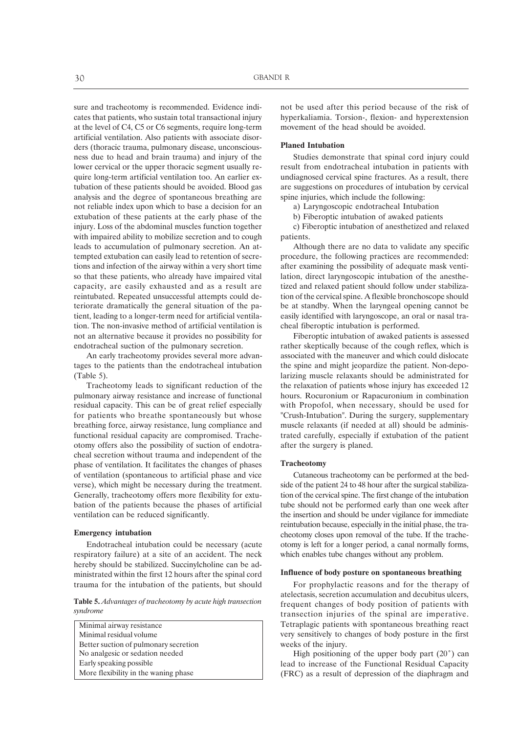sure and tracheotomy is recommended. Evidence indicates that patients, who sustain total transactional injury at the level of C4, C5 or C6 segments, require long-term artificial ventilation. Also patients with associate disorders (thoracic trauma, pulmonary disease, unconsciousness due to head and brain trauma) and injury of the lower cervical or the upper thoracic segment usually require long-term artificial ventilation too. An earlier extubation of these patients should be avoided. Blood gas analysis and the degree of spontaneous breathing are not reliable index upon which to base a decision for an extubation of these patients at the early phase of the injury. Loss of the abdominal muscles function together with impaired ability to mobilize secretion and to cough leads to accumulation of pulmonary secretion. An attempted extubation can easily lead to retention of secretions and infection of the airway within a very short time so that these patients, who already have impaired vital capacity, are easily exhausted and as a result are reintubated. Repeated unsuccessful attempts could deteriorate dramatically the general situation of the patient, leading to a longer-term need for artificial ventilation. The non-invasive method of artificial ventilation is not an alternative because it provides no possibility for endotracheal suction of the pulmonary secretion.

An early tracheotomy provides several more advantages to the patients than the endotracheal intubation (Table 5).

Tracheotomy leads to significant reduction of the pulmonary airway resistance and increase of functional residual capacity. This can be of great relief especially for patients who breathe spontaneously but whose breathing force, airway resistance, lung compliance and functional residual capacity are compromised. Tracheotomy offers also the possibility of suction of endotracheal secretion without trauma and independent of the phase of ventilation. It facilitates the changes of phases of ventilation (spontaneous to artificial phase and vice verse), which might be necessary during the treatment. Generally, tracheotomy offers more flexibility for extubation of the patients because the phases of artificial ventilation can be reduced significantly.

**Emergency intubation**

Endotracheal intubation could be necessary (acute respiratory failure) at a site of an accident. The neck hereby should be stabilized. Succinylcholine can be administrated within the first 12 hours after the spinal cord trauma for the intubation of the patients, but should not be used after this period because of the risk of hyperkaliamia. Torsion-, flexion- and hyperextension movement of the head should be avoided.

**Table 5.** *Advantages of tracheotomy by acute high transection syndrome*

| |
|---|
| Minimal airway resistance |
| Minimal residual volume |
| Better suction of pulmonary secretion |
| No analgesic or sedation needed |
| Early speaking possible |
| More flexibility in the waning phase |

**Planed Intubation**

Studies demonstrate that spinal cord injury could result from endotracheal intubation in patients with undiagnosed cervical spine fractures. As a result, there are suggestions on procedures of intubation by cervical spine injuries, which include the following:

a) Laryngoscopic endotracheal Intubation

b) Fiberoptic intubation of awaked patients

c) Fiberoptic intubation of anesthetized and relaxed patients.

Although there are no data to validate any specific procedure, the following practices are recommended: after examining the possibility of adequate mask ventilation, direct laryngoscopic intubation of the anesthetized and relaxed patient should follow under stabilization of the cervical spine. A flexible bronchoscope should be at standby. When the laryngeal opening cannot be easily identified with laryngoscope, an oral or nasal tracheal fiberoptic intubation is performed.

Fiberoptic intubation of awaked patients is assessed rather skeptically because of the cough reflex, which is associated with the maneuver and which could dislocate the spine and might jeopardize the patient. Non-depolarizing muscle relaxants should be administrated for the relaxation of patients whose injury has exceeded 12 hours. Rocuronium or Rapacuronium in combination with Propofol, when necessary, should be used for "Crush-Intubation". During the surgery, supplementary muscle relaxants (if needed at all) should be administrated carefully, especially if extubation of the patient after the surgery is planed.

**Tracheotomy**

Cutaneous tracheotomy can be performed at the bedside of the patient 24 to 48 hour after the surgical stabilization of the cervical spine. The first change of the intubation tube should not be performed early than one week after the insertion and should be under vigilance for immediate reintubation because, especially in the initial phase, the tracheotomy closes upon removal of the tube. If the tracheotomy is left for a longer period, a canal normally forms, which enables tube changes without any problem.

**Influence of body posture on spontaneous breathing**

For prophylactic reasons and for the therapy of atelectasis, secretion accumulation and decubitus ulcers, frequent changes of body position of patients with transection injuries of the spinal are imperative. Tetraplagic patients with spontaneous breathing react very sensitively to changes of body posture in the first weeks of the injury.

High positioning of the upper body part (20˚) can lead to increase of the Functional Residual Capacity (FRC) as a result of depression of the diaphragm and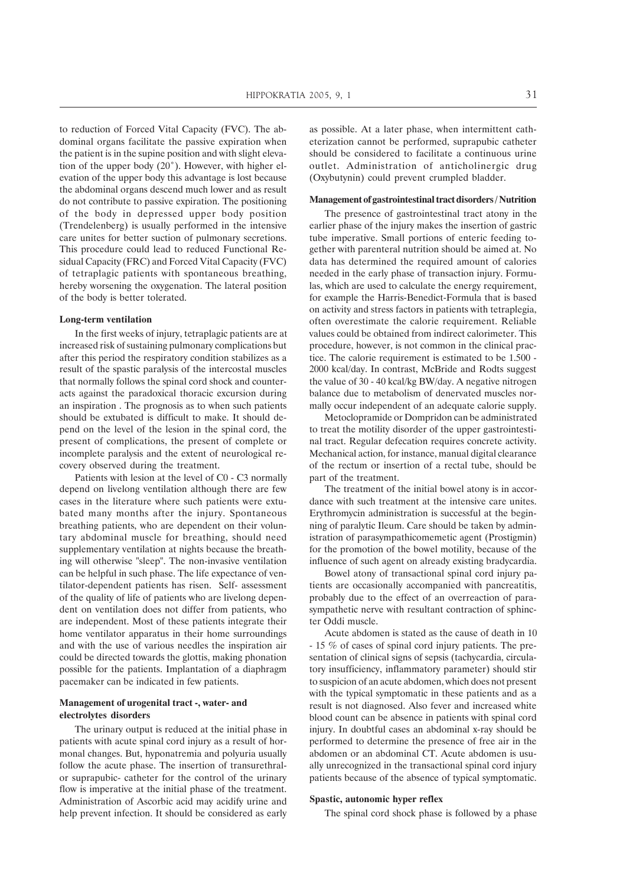to reduction of Forced Vital Capacity (FVC). The abdominal organs facilitate the passive expiration when the patient is in the supine position and with slight elevation of the upper body (20˚). However, with higher elevation of the upper body this advantage is lost because the abdominal organs descend much lower and as result do not contribute to passive expiration. The positioning of the body in depressed upper body position (Trendelenberg) is usually performed in the intensive care unites for better suction of pulmonary secretions. This procedure could lead to reduced Functional Residual Capacity (FRC) and Forced Vital Capacity (FVC) of tetraplagic patients with spontaneous breathing, hereby worsening the oxygenation. The lateral position of the body is better tolerated.

#### Long-term ventilation

In the first weeks of injury, tetraplagic patients are at increased risk of sustaining pulmonary complications but after this period the respiratory condition stabilizes as a result of the spastic paralysis of the intercostal muscles that normally follows the spinal cord shock and counteracts against the paradoxical thoracic excursion during an inspiration . The prognosis as to when such patients should be extubated is difficult to make. It should depend on the level of the lesion in the spinal cord, the present of complications, the present of complete or incomplete paralysis and the extent of neurological recovery observed during the treatment.

Patients with lesion at the level of C0 - C3 normally depend on livelong ventilation although there are few cases in the literature where such patients were extubated many months after the injury. Spontaneous breathing patients, who are dependent on their voluntary abdominal muscle for breathing, should need supplementary ventilation at nights because the breathing will otherwise "sleep". The non-invasive ventilation can be helpful in such phase. The life expectance of ventilator-dependent patients has risen. Self- assessment of the quality of life of patients who are livelong dependent on ventilation does not differ from patients, who are independent. Most of these patients integrate their home ventilator apparatus in their home surroundings and with the use of various needles the inspiration air could be directed towards the glottis, making phonation possible for the patients. Implantation of a diaphragm pacemaker can be indicated in few patients.

#### Management of urogenital tract -, water- and electrolytes disorders

The urinary output is reduced at the initial phase in patients with acute spinal cord injury as a result of hormonal changes. But, hyponatremia and polyuria usually follow the acute phase. The insertion of transurethral- or suprapubic- catheter for the control of the urinary flow is imperative at the initial phase of the treatment. Administration of Ascorbic acid may acidify urine and help prevent infection. It should be considered as early as possible. At a later phase, when intermittent catheterization cannot be performed, suprapubic catheter should be considered to facilitate a continuous urine outlet. Administration of anticholinergic drug (Oxybutynin) could prevent crumpled bladder.

#### Management of gastrointestinal tract disorders / Nutrition

The presence of gastrointestinal tract atony in the earlier phase of the injury makes the insertion of gastric tube imperative. Small portions of enteric feeding together with parenteral nutrition should be aimed at. No data has determined the required amount of calories needed in the early phase of transaction injury. Formulas, which are used to calculate the energy requirement, for example the Harris-Benedict-Formula that is based on activity and stress factors in patients with tetraplegia, often overestimate the calorie requirement. Reliable values could be obtained from indirect calorimeter. This procedure, however, is not common in the clinical practice. The calorie requirement is estimated to be 1.500 - 2000 kcal/day. In contrast, McBride and Rodts suggest the value of 30 - 40 kcal/kg BW/day. A negative nitrogen balance due to metabolism of denervated muscles normally occur independent of an adequate calorie supply.

Metoclopramide or Dompridon can be administrated to treat the motility disorder of the upper gastrointestinal tract. Regular defecation requires concrete activity. Mechanical action, for instance, manual digital clearance of the rectum or insertion of a rectal tube, should be part of the treatment.

The treatment of the initial bowel atony is in accordance with such treatment at the intensive care unites. Erythromycin administration is successful at the beginning of paralytic Ileum. Care should be taken by administration of parasympathicomemetic agent (Prostigmin) for the promotion of the bowel motility, because of the influence of such agent on already existing bradycardia.

Bowel atony of transactional spinal cord injury patients are occasionally accompanied with pancreatitis, probably due to the effect of an overreaction of parasympathetic nerve with resultant contraction of sphincter Oddi muscle.

Acute abdomen is stated as the cause of death in 10 - 15 % of cases of spinal cord injury patients. The presentation of clinical signs of sepsis (tachycardia, circulatory insufficiency, inflammatory parameter) should stir to suspicion of an acute abdomen, which does not present with the typical symptomatic in these patients and as a result is not diagnosed. Also fever and increased white blood count can be absence in patients with spinal cord injury. In doubtful cases an abdominal x-ray should be performed to determine the presence of free air in the abdomen or an abdominal CT. Acute abdomen is usually unrecognized in the transactional spinal cord injury patients because of the absence of typical symptomatic.

#### Spastic, autonomic hyper reflex

The spinal cord shock phase is followed by a phase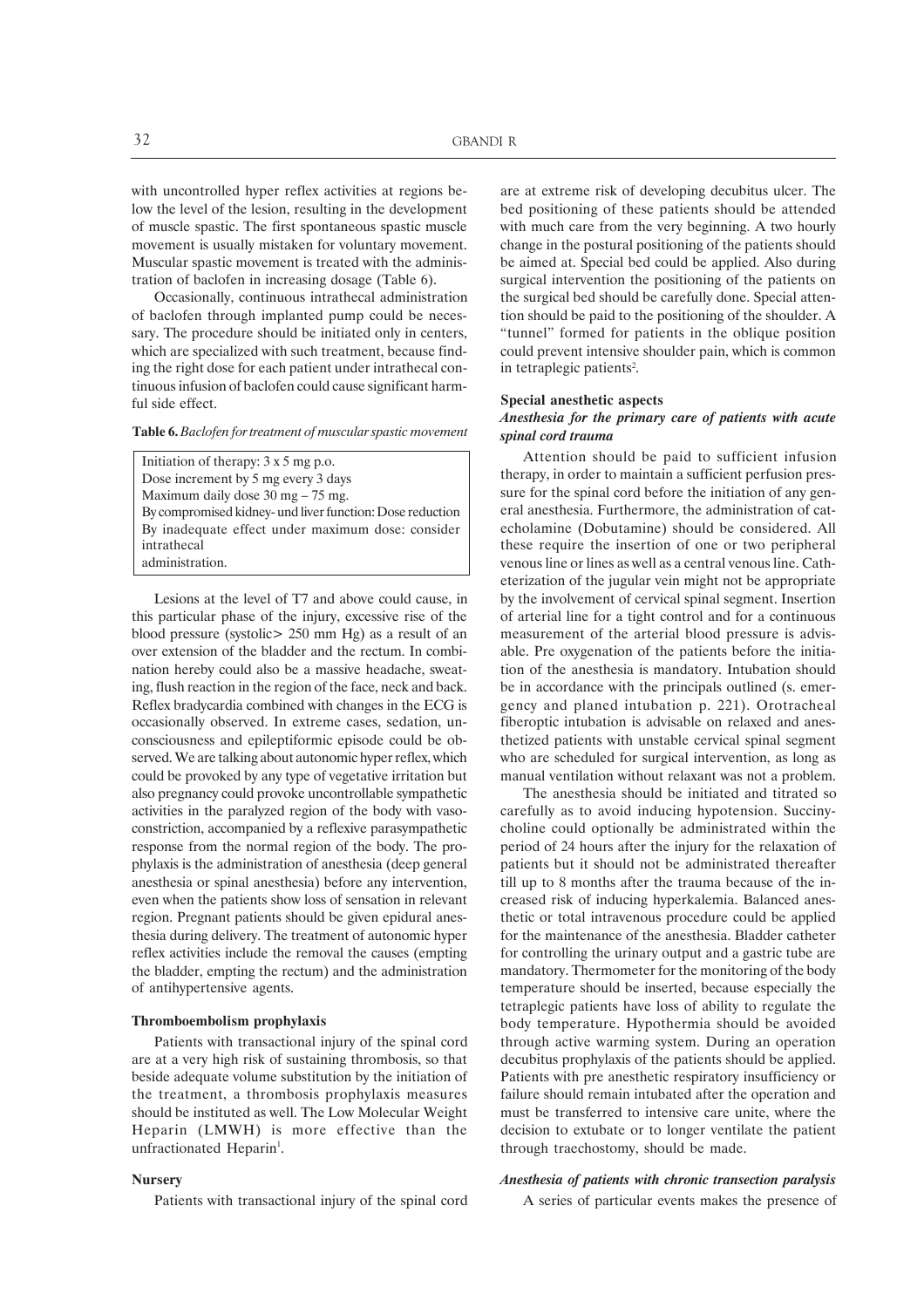with uncontrolled hyper reflex activities at regions below the level of the lesion, resulting in the development of muscle spastic. The first spontaneous spastic muscle movement is usually mistaken for voluntary movement. Muscular spastic movement is treated with the administration of baclofen in increasing dosage (Table 6).

Occasionally, continuous intrathecal administration of baclofen through implanted pump could be necessary. The procedure should be initiated only in centers, which are specialized with such treatment, because finding the right dose for each patient under intrathecal continuous infusion of baclofen could cause significant harmful side effect.

**Table 6.** *Baclofen for treatment of muscular spastic movement*

| |
|---|
| Initiation of therapy: 3 x 5 mg p.o. |
| Dose increment by 5 mg every 3 days |
| Maximum daily dose 30 mg – 75 mg. |
| By compromised kidney- und liver function: Dose reduction |
| By inadequate effect under maximum dose: consider intrathecal administration. |

Lesions at the level of T7 and above could cause, in this particular phase of the injury, excessive rise of the blood pressure (systolic> 250 mm Hg) as a result of an over extension of the bladder and the rectum. In combination hereby could also be a massive headache, sweating, flush reaction in the region of the face, neck and back. Reflex bradycardia combined with changes in the ECG is occasionally observed. In extreme cases, sedation, unconsciousness and epileptiformic episode could be observed. We are talking about autonomic hyper reflex, which could be provoked by any type of vegetative irritation but also pregnancy could provoke uncontrollable sympathetic activities in the paralyzed region of the body with vasoconstriction, accompanied by a reflexive parasympathetic response from the normal region of the body. The prophylaxis is the administration of anesthesia (deep general anesthesia or spinal anesthesia) before any intervention, even when the patients show loss of sensation in relevant region. Pregnant patients should be given epidural anesthesia during delivery. The treatment of autonomic hyper reflex activities include the removal the causes (empting the bladder, empting the rectum) and the administration of antihypertensive agents.

**Thromboembolism prophylaxis**

Patients with transactional injury of the spinal cord are at a very high risk of sustaining thrombosis, so that beside adequate volume substitution by the initiation of the treatment, a thrombosis prophylaxis measures should be instituted as well. The Low Molecular Weight Heparin (LMWH) is more effective than the unfractionated Heparin[1].

**Nursery**

Patients with transactional injury of the spinal cord are at extreme risk of developing decubitus ulcer. The bed positioning of these patients should be attended with much care from the very beginning. A two hourly change in the postural positioning of the patients should be aimed at. Special bed could be applied. Also during surgical intervention the positioning of the patients on the surgical bed should be carefully done. Special attention should be paid to the positioning of the shoulder. A "tunnel" formed for patients in the oblique position could prevent intensive shoulder pain, which is common in tetraplegic patients[2].

**Special anesthetic aspects**

***Anesthesia for the primary care of patients with acute spinal cord trauma***

Attention should be paid to sufficient infusion therapy, in order to maintain a sufficient perfusion pressure for the spinal cord before the initiation of any general anesthesia. Furthermore, the administration of catecholamine (Dobutamine) should be considered. All these require the insertion of one or two peripheral venous line or lines as well as a central venous line. Catheterization of the jugular vein might not be appropriate by the involvement of cervical spinal segment. Insertion of arterial line for a tight control and for a continuous measurement of the arterial blood pressure is advisable. Pre oxygenation of the patients before the initiation of the anesthesia is mandatory. Intubation should be in accordance with the principals outlined (s. emergency and planed intubation p. 221). Orotracheal fiberoptic intubation is advisable on relaxed and anesthetized patients with unstable cervical spinal segment who are scheduled for surgical intervention, as long as manual ventilation without relaxant was not a problem.

The anesthesia should be initiated and titrated so carefully as to avoid inducing hypotension. Succinycholine could optionally be administrated within the period of 24 hours after the injury for the relaxation of patients but it should not be administrated thereafter till up to 8 months after the trauma because of the increased risk of inducing hyperkalemia. Balanced anesthetic or total intravenous procedure could be applied for the maintenance of the anesthesia. Bladder catheter for controlling the urinary output and a gastric tube are mandatory. Thermometer for the monitoring of the body temperature should be inserted, because especially the tetraplegic patients have loss of ability to regulate the body temperature. Hypothermia should be avoided through active warming system. During an operation decubitus prophylaxis of the patients should be applied. Patients with pre anesthetic respiratory insufficiency or failure should remain intubated after the operation and must be transferred to intensive care unite, where the decision to extubate or to longer ventilate the patient through traechostomy, should be made.

***Anesthesia of patients with chronic transection paralysis***

A series of particular events makes the presence of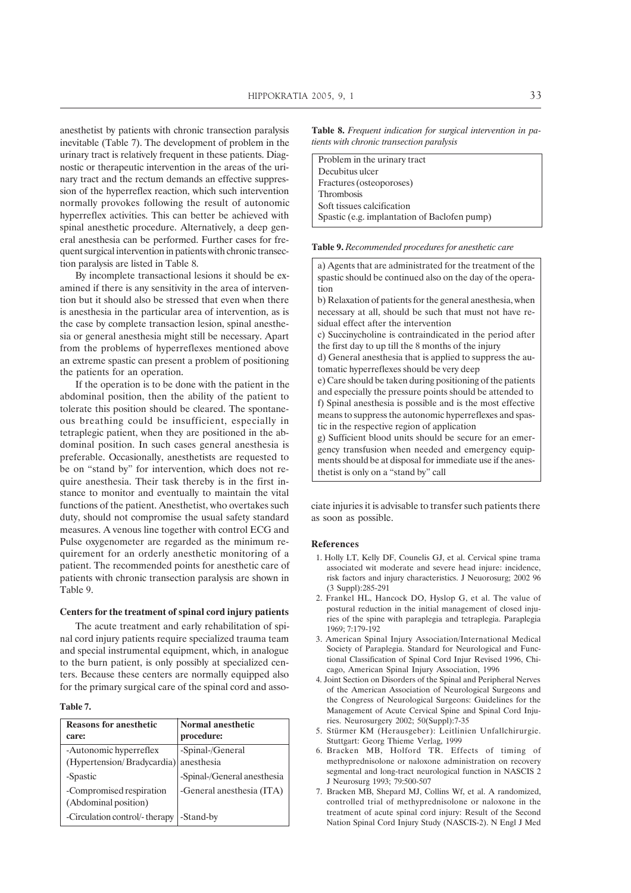anesthetist by patients with chronic transection paralysis inevitable (Table 7). The development of problem in the urinary tract is relatively frequent in these patients. Diagnostic or therapeutic intervention in the areas of the urinary tract and the rectum demands an effective suppression of the hyperreflex reaction, which such intervention normally provokes following the result of autonomic hyperreflex activities. This can better be achieved with spinal anesthetic procedure. Alternatively, a deep general anesthesia can be performed. Further cases for frequent surgical intervention in patients with chronic transection paralysis are listed in Table 8.

By incomplete transactional lesions it should be examined if there is any sensitivity in the area of intervention but it should also be stressed that even when there is anesthesia in the particular area of intervention, as is the case by complete transaction lesion, spinal anesthesia or general anesthesia might still be necessary. Apart from the problems of hyperreflexes mentioned above an extreme spastic can present a problem of positioning the patients for an operation.

If the operation is to be done with the patient in the abdominal position, then the ability of the patient to tolerate this position should be cleared. The spontaneous breathing could be insufficient, especially in tetraplegic patient, when they are positioned in the abdominal position. In such cases general anesthesia is preferable. Occasionally, anesthetists are requested to be on "stand by" for intervention, which does not require anesthesia. Their task thereby is in the first instance to monitor and eventually to maintain the vital functions of the patient. Anesthetist, who overtakes such duty, should not compromise the usual safety standard measures. A venous line together with control ECG and Pulse oxygenometer are regarded as the minimum requirement for an orderly anesthetic monitoring of a patient. The recommended points for anesthetic care of patients with chronic transection paralysis are shown in Table 9.

### Centers for the treatment of spinal cord injury patients

The acute treatment and early rehabilitation of spinal cord injury patients require specialized trauma team and special instrumental equipment, which, in analogue to the burn patient, is only possibly at specialized centers. Because these centers are normally equipped also for the primary surgical care of the spinal cord and associate injuries it is advisable to transfer such patients there as soon as possible.

**Table 7.**

| Reasons for anesthetic care: | Normal anesthetic procedure: |
|---|---|
| -Autonomic hyperreflex (Hypertension/ Bradycardia) | -Spinal-/General anesthesia |
| -Spastic | -Spinal-/General anesthesia |
| -Compromised respiration (Abdominal position) | -General anesthesia (ITA) |
| -Circulation control/- therapy | -Stand-by |

**Table 8.** *Frequent indication for surgical intervention in patients with chronic transection paralysis*

| |
|---|
| Problem in the urinary tract |
| Decubitus ulcer |
| Fractures (osteoporoses) |
| Thrombosis |
| Soft tissues calcification |
| Spastic (e.g. implantation of Baclofen pump) |

**Table 9.** *Recommended procedures for anesthetic care*

| |
|---|
| a) Agents that are administrated for the treatment of the spastic should be continued also on the day of the operation |
| b) Relaxation of patients for the general anesthesia, when necessary at all, should be such that must not have residual effect after the intervention |
| c) Succinycholine is contraindicated in the period after the first day to up till the 8 months of the injury |
| d) General anesthesia that is applied to suppress the automatic hyperreflexes should be very deep |
| e) Care should be taken during positioning of the patients and especially the pressure points should be attended to |
| f) Spinal anesthesia is possible and is the most effective means to suppress the autonomic hyperreflexes and spastic in the respective region of application |
| g) Sufficient blood units should be secure for an emergency transfusion when needed and emergency equipments should be at disposal for immediate use if the anesthetist is only on a "stand by" call |

### References

1. Holly LT, Kelly DF, Counelis GJ, et al. Cervical spine trama associated wit moderate and severe head injure: incidence, risk factors and injury characteristics. J Neuorosurg; 2002 96 (3 Suppl):285-291
2. Frankel HL, Hancock DO, Hyslop G, et al. The value of postural reduction in the initial management of closed injuries of the spine with paraplegia and tetraplegia. Paraplegia 1969; 7:179-192
3. American Spinal Injury Association/International Medical Society of Paraplegia. Standard for Neurological and Functional Classification of Spinal Cord Injur Revised 1996, Chicago, American Spinal Injury Association, 1996
4. Joint Section on Disorders of the Spinal and Peripheral Nerves of the American Association of Neurological Surgeons and the Congress of Neurological Surgeons: Guidelines for the Management of Acute Cervical Spine and Spinal Cord Injuries. Neurosurgery 2002; 50(Suppl):7-35
5. Stürmer KM (Herausgeber): Leitlinien Unfallchirurgie. Stuttgart: Georg Thieme Verlag, 1999
6. Bracken MB, Holford TR. Effects of timing of methyprednisolone or naloxone administration on recovery segmental and long-tract neurological function in NASCIS 2 J Neurosurg 1993; 79:500-507
7. Bracken MB, Shepard MJ, Collins Wf, et al. A randomized, controlled trial of methyprednisolone or naloxone in the treatment of acute spinal cord injury: Result of the Second Nation Spinal Cord Injury Study (NASCIS-2). N Engl J Med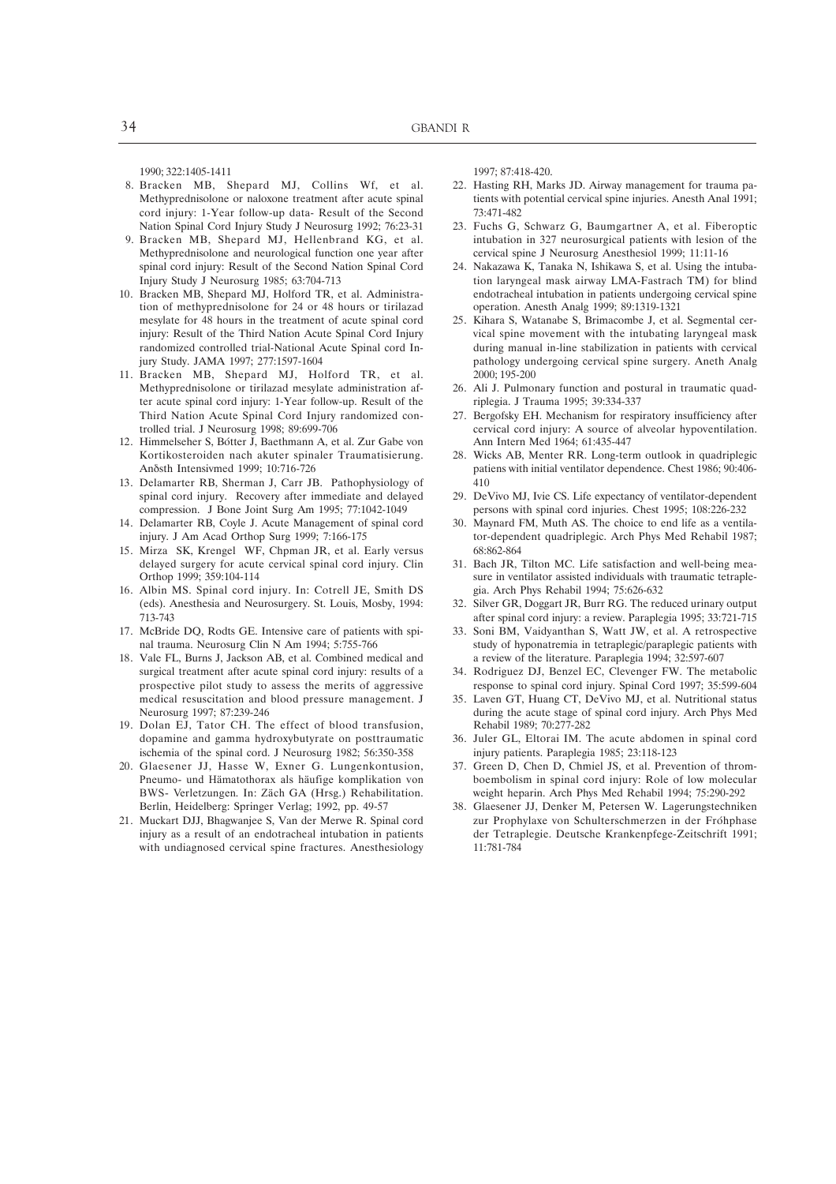1990; 322:1405-1411

8. Bracken MB, Shepard MJ, Collins Wf, et al. Methyprednisolone or naloxone treatment after acute spinal cord injury: 1-Year follow-up data- Result of the Second Nation Spinal Cord Injury Study J Neurosurg 1992; 76:23-31
9. Bracken MB, Shepard MJ, Hellenbrand KG, et al. Methyprednisolone and neurological function one year after spinal cord injury: Result of the Second Nation Spinal Cord Injury Study J Neurosurg 1985; 63:704-713
10. Bracken MB, Shepard MJ, Holford TR, et al. Administration of methyprednisolone for 24 or 48 hours or tirilazad mesylate for 48 hours in the treatment of acute spinal cord injury: Result of the Third Nation Acute Spinal Cord Injury randomized controlled trial-National Acute Spinal Cord Injury Study. JAMA 1997; 277:1597-1604
11. Bracken MB, Shepard MJ, Holford TR, et al. Methyprednisolone or tirilazad mesylate administration after acute spinal cord injury: 1-Year follow-up. Result of the Third Nation Acute Spinal Cord Injury randomized controlled trial. J Neurosurg 1998; 89:699-706
12. Himmelseher S, Bótter J, Baethmann A, et al. Zur Gabe von Kortikosteroiden nach akuter spinaler Traumatisierung. Anðsth Intensivmed 1999; 10:716-726
13. Delamarter RB, Sherman J, Carr JB. Pathophysiology of spinal cord injury. Recovery after immediate and delayed compression. J Bone Joint Surg Am 1995; 77:1042-1049
14. Delamarter RB, Coyle J. Acute Management of spinal cord injury. J Am Acad Orthop Surg 1999; 7:166-175
15. Mirza SK, Krengel WF, Chpman JR, et al. Early versus delayed surgery for acute cervical spinal cord injury. Clin Orthop 1999; 359:104-114
16. Albin MS. Spinal cord injury. In: Cotrell JE, Smith DS (eds). Anesthesia and Neurosurgery. St. Louis, Mosby, 1994: 713-743
17. McBride DQ, Rodts GE. Intensive care of patients with spinal trauma. Neurosurg Clin N Am 1994; 5:755-766
18. Vale FL, Burns J, Jackson AB, et al. Combined medical and surgical treatment after acute spinal cord injury: results of a prospective pilot study to assess the merits of aggressive medical resuscitation and blood pressure management. J Neurosurg 1997; 87:239-246
19. Dolan EJ, Tator CH. The effect of blood transfusion, dopamine and gamma hydroxybutyrate on posttraumatic ischemia of the spinal cord. J Neurosurg 1982; 56:350-358
20. Glaesener JJ, Hasse W, Exner G. Lungenkontusion, Pneumo- und Hämatothorax als häufige komplikation von BWS- Verletzungen. In: Zäch GA (Hrsg.) Rehabilitation. Berlin, Heidelberg: Springer Verlag; 1992, pp. 49-57
21. Muckart DJJ, Bhagwanjee S, Van der Merwe R. Spinal cord injury as a result of an endotracheal intubation in patients with undiagnosed cervical spine fractures. Anesthesiology 1997; 87:418-420.
22. Hasting RH, Marks JD. Airway management for trauma patients with potential cervical spine injuries. Anesth Anal 1991; 73:471-482
23. Fuchs G, Schwarz G, Baumgartner A, et al. Fiberoptic intubation in 327 neurosurgical patients with lesion of the cervical spine J Neurosurg Anesthesiol 1999; 11:11-16
24. Nakazawa K, Tanaka N, Ishikawa S, et al. Using the intubation laryngeal mask airway LMA-Fastrach TM) for blind endotracheal intubation in patients undergoing cervical spine operation. Anesth Analg 1999; 89:1319-1321
25. Kihara S, Watanabe S, Brimacombe J, et al. Segmental cervical spine movement with the intubating laryngeal mask during manual in-line stabilization in patients with cervical pathology undergoing cervical spine surgery. Aneth Analg 2000; 195-200
26. Ali J. Pulmonary function and postural in traumatic quadriplegia. J Trauma 1995; 39:334-337
27. Bergofsky EH. Mechanism for respiratory insufficiency after cervical cord injury: A source of alveolar hypoventilation. Ann Intern Med 1964; 61:435-447
28. Wicks AB, Menter RR. Long-term outlook in quadriplegic patiens with initial ventilator dependence. Chest 1986; 90:406-410
29. DeVivo MJ, Ivie CS. Life expectancy of ventilator-dependent persons with spinal cord injuries. Chest 1995; 108:226-232
30. Maynard FM, Muth AS. The choice to end life as a ventilator-dependent quadriplegic. Arch Phys Med Rehabil 1987; 68:862-864
31. Bach JR, Tilton MC. Life satisfaction and well-being measure in ventilator assisted individuals with traumatic tetraplegia. Arch Phys Rehabil 1994; 75:626-632
32. Silver GR, Doggart JR, Burr RG. The reduced urinary output after spinal cord injury: a review. Paraplegia 1995; 33:721-715
33. Soni BM, Vaidyanthan S, Watt JW, et al. A retrospective study of hyponatremia in tetraplegic/paraplegic patients with a review of the literature. Paraplegia 1994; 32:597-607
34. Rodriguez DJ, Benzel EC, Clevenger FW. The metabolic response to spinal cord injury. Spinal Cord 1997; 35:599-604
35. Laven GT, Huang CT, DeVivo MJ, et al. Nutritional status during the acute stage of spinal cord injury. Arch Phys Med Rehabil 1989; 70:277-282
36. Juler GL, Eltorai IM. The acute abdomen in spinal cord injury patients. Paraplegia 1985; 23:118-123
37. Green D, Chen D, Chmiel JS, et al. Prevention of thromboembolism in spinal cord injury: Role of low molecular weight heparin. Arch Phys Med Rehabil 1994; 75:290-292
38. Glaesener JJ, Denker M, Petersen W. Lagerungstechniken zur Prophylaxe von Schulterschmerzen in der Fróhphase der Tetraplegie. Deutsche Krankenpfege-Zeitschrift 1991; 11:781-784